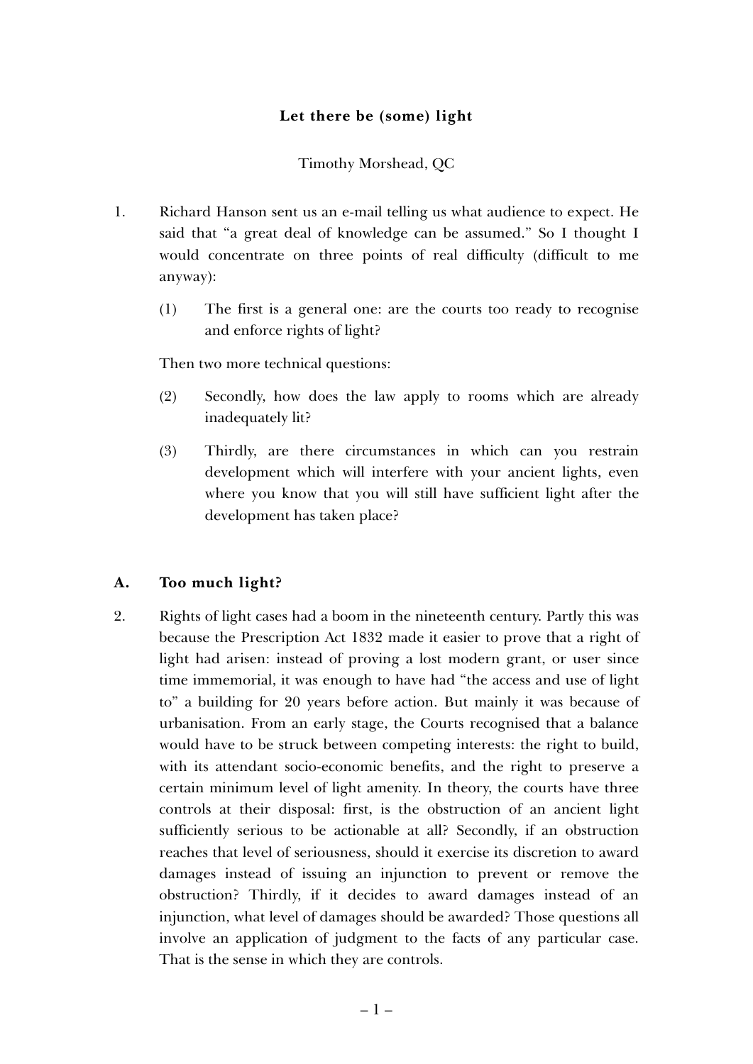# Let there be (some) light

Timothy Morshead, QC

1. Richard Hanson sent us an e-mail telling us what audience to expect. He said that "a great deal of knowledge can be assumed." So I thought I would concentrate on three points of real difficulty (difficult to me anyway):

   (1) The first is a general one: are the courts too ready to recognise and enforce rights of light?

   Then two more technical questions:

   (2) Secondly, how does the law apply to rooms which are already inadequately lit?

   (3) Thirdly, are there circumstances in which can you restrain development which will interfere with your ancient lights, even where you know that you will still have sufficient light after the development has taken place?

## A. Too much light?

2. Rights of light cases had a boom in the nineteenth century. Partly this was because the Prescription Act 1832 made it easier to prove that a right of light had arisen: instead of proving a lost modern grant, or user since time immemorial, it was enough to have had "the access and use of light to" a building for 20 years before action. But mainly it was because of urbanisation. From an early stage, the Courts recognised that a balance would have to be struck between competing interests: the right to build, with its attendant socio-economic benefits, and the right to preserve a certain minimum level of light amenity. In theory, the courts have three controls at their disposal: first, is the obstruction of an ancient light sufficiently serious to be actionable at all? Secondly, if an obstruction reaches that level of seriousness, should it exercise its discretion to award damages instead of issuing an injunction to prevent or remove the obstruction? Thirdly, if it decides to award damages instead of an injunction, what level of damages should be awarded? Those questions all involve an application of judgment to the facts of any particular case. That is the sense in which they are controls.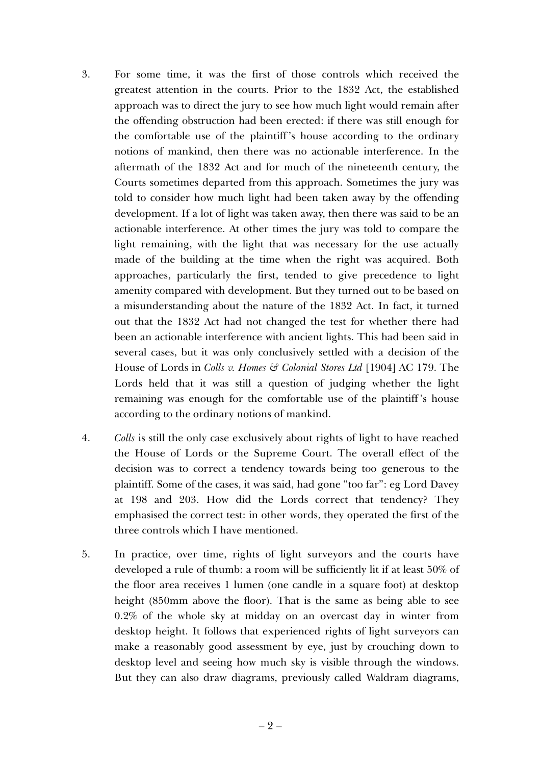3. For some time, it was the first of those controls which received the greatest attention in the courts. Prior to the 1832 Act, the established approach was to direct the jury to see how much light would remain after the offending obstruction had been erected: if there was still enough for the comfortable use of the plaintiff's house according to the ordinary notions of mankind, then there was no actionable interference. In the aftermath of the 1832 Act and for much of the nineteenth century, the Courts sometimes departed from this approach. Sometimes the jury was told to consider how much light had been taken away by the offending development. If a lot of light was taken away, then there was said to be an actionable interference. At other times the jury was told to compare the light remaining, with the light that was necessary for the use actually made of the building at the time when the right was acquired. Both approaches, particularly the first, tended to give precedence to light amenity compared with development. But they turned out to be based on a misunderstanding about the nature of the 1832 Act. In fact, it turned out that the 1832 Act had not changed the test for whether there had been an actionable interference with ancient lights. This had been said in several cases, but it was only conclusively settled with a decision of the House of Lords in *Colls v. Homes & Colonial Stores Ltd* [1904] AC 179. The Lords held that it was still a question of judging whether the light remaining was enough for the comfortable use of the plaintiff's house according to the ordinary notions of mankind.

4. *Colls* is still the only case exclusively about rights of light to have reached the House of Lords or the Supreme Court. The overall effect of the decision was to correct a tendency towards being too generous to the plaintiff. Some of the cases, it was said, had gone "too far": eg Lord Davey at 198 and 203. How did the Lords correct that tendency? They emphasised the correct test: in other words, they operated the first of the three controls which I have mentioned.

5. In practice, over time, rights of light surveyors and the courts have developed a rule of thumb: a room will be sufficiently lit if at least 50% of the floor area receives 1 lumen (one candle in a square foot) at desktop height (850mm above the floor). That is the same as being able to see 0.2% of the whole sky at midday on an overcast day in winter from desktop height. It follows that experienced rights of light surveyors can make a reasonably good assessment by eye, just by crouching down to desktop level and seeing how much sky is visible through the windows. But they can also draw diagrams, previously called Waldram diagrams,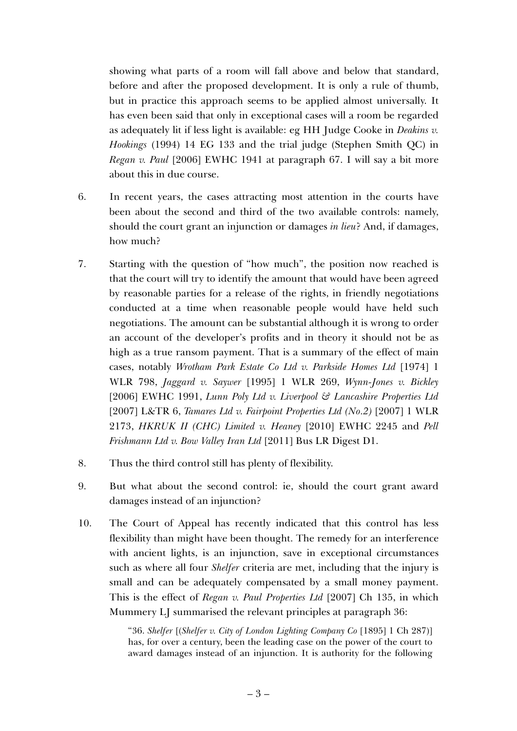showing what parts of a room will fall above and below that standard, before and after the proposed development. It is only a rule of thumb, but in practice this approach seems to be applied almost universally. It has even been said that only in exceptional cases will a room be regarded as adequately lit if less light is available: eg HH Judge Cooke in *Deakins v. Hookings* (1994) 14 EG 133 and the trial judge (Stephen Smith QC) in *Regan v. Paul* [2006] EWHC 1941 at paragraph 67. I will say a bit more about this in due course.

6. In recent years, the cases attracting most attention in the courts have been about the second and third of the two available controls: namely, should the court grant an injunction or damages *in lieu*? And, if damages, how much?

7. Starting with the question of "how much", the position now reached is that the court will try to identify the amount that would have been agreed by reasonable parties for a release of the rights, in friendly negotiations conducted at a time when reasonable people would have held such negotiations. The amount can be substantial although it is wrong to order an account of the developer's profits and in theory it should not be as high as a true ransom payment. That is a summary of the effect of main cases, notably *Wrotham Park Estate Co Ltd v. Parkside Homes Ltd* [1974] 1 WLR 798, *Jaggard v. Saywer* [1995] 1 WLR 269, *Wynn-Jones v. Bickley* [2006] EWHC 1991, *Lunn Poly Ltd v. Liverpool & Lancashire Properties Ltd* [2007] L&TR 6, *Tamares Ltd v. Fairpoint Properties Ltd (No.2)* [2007] 1 WLR 2173, *HKRUK II (CHC) Limited v. Heaney* [2010] EWHC 2245 and *Pell Frishmann Ltd v. Bow Valley Iran Ltd* [2011] Bus LR Digest D1.

8. Thus the third control still has plenty of flexibility.

9. But what about the second control: ie, should the court grant award damages instead of an injunction?

10. The Court of Appeal has recently indicated that this control has less flexibility than might have been thought. The remedy for an interference with ancient lights, is an injunction, save in exceptional circumstances such as where all four *Shelfer* criteria are met, including that the injury is small and can be adequately compensated by a small money payment. This is the effect of *Regan v. Paul Properties Ltd* [2007] Ch 135, in which Mummery LJ summarised the relevant principles at paragraph 36:

> "36. *Shelfer* [(*Shelfer v. City of London Lighting Company Co* [1895] 1 Ch 287)] has, for over a century, been the leading case on the power of the court to award damages instead of an injunction. It is authority for the following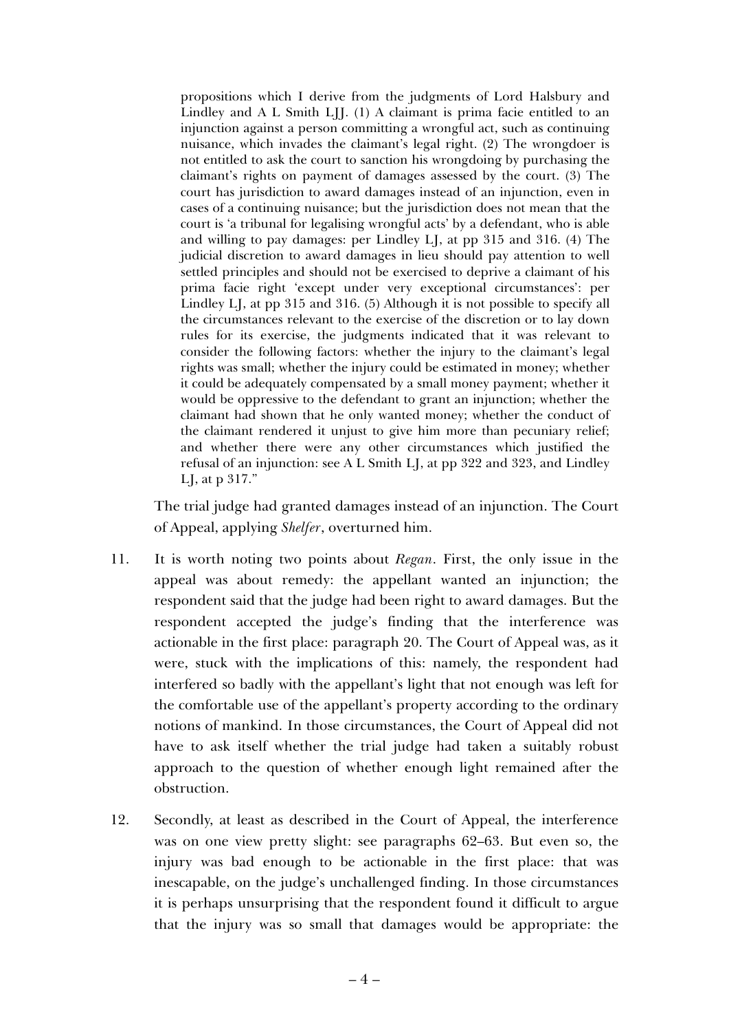> propositions which I derive from the judgments of Lord Halsbury and Lindley and A L Smith LJJ. (1) A claimant is prima facie entitled to an injunction against a person committing a wrongful act, such as continuing nuisance, which invades the claimant's legal right. (2) The wrongdoer is not entitled to ask the court to sanction his wrongdoing by purchasing the claimant's rights on payment of damages assessed by the court. (3) The court has jurisdiction to award damages instead of an injunction, even in cases of a continuing nuisance; but the jurisdiction does not mean that the court is 'a tribunal for legalising wrongful acts' by a defendant, who is able and willing to pay damages: per Lindley LJ, at pp 315 and 316. (4) The judicial discretion to award damages in lieu should pay attention to well settled principles and should not be exercised to deprive a claimant of his prima facie right 'except under very exceptional circumstances': per Lindley LJ, at pp 315 and 316. (5) Although it is not possible to specify all the circumstances relevant to the exercise of the discretion or to lay down rules for its exercise, the judgments indicated that it was relevant to consider the following factors: whether the injury to the claimant's legal rights was small; whether the injury could be estimated in money; whether it could be adequately compensated by a small money payment; whether it would be oppressive to the defendant to grant an injunction; whether the claimant had shown that he only wanted money; whether the conduct of the claimant rendered it unjust to give him more than pecuniary relief; and whether there were any other circumstances which justified the refusal of an injunction: see A L Smith LJ, at pp 322 and 323, and Lindley LJ, at p 317."

The trial judge had granted damages instead of an injunction. The Court of Appeal, applying *Shelfer*, overturned him.

11. It is worth noting two points about *Regan*. First, the only issue in the appeal was about remedy: the appellant wanted an injunction; the respondent said that the judge had been right to award damages. But the respondent accepted the judge's finding that the interference was actionable in the first place: paragraph 20. The Court of Appeal was, as it were, stuck with the implications of this: namely, the respondent had interfered so badly with the appellant's light that not enough was left for the comfortable use of the appellant's property according to the ordinary notions of mankind. In those circumstances, the Court of Appeal did not have to ask itself whether the trial judge had taken a suitably robust approach to the question of whether enough light remained after the obstruction.

12. Secondly, at least as described in the Court of Appeal, the interference was on one view pretty slight: see paragraphs 62–63. But even so, the injury was bad enough to be actionable in the first place: that was inescapable, on the judge's unchallenged finding. In those circumstances it is perhaps unsurprising that the respondent found it difficult to argue that the injury was so small that damages would be appropriate: the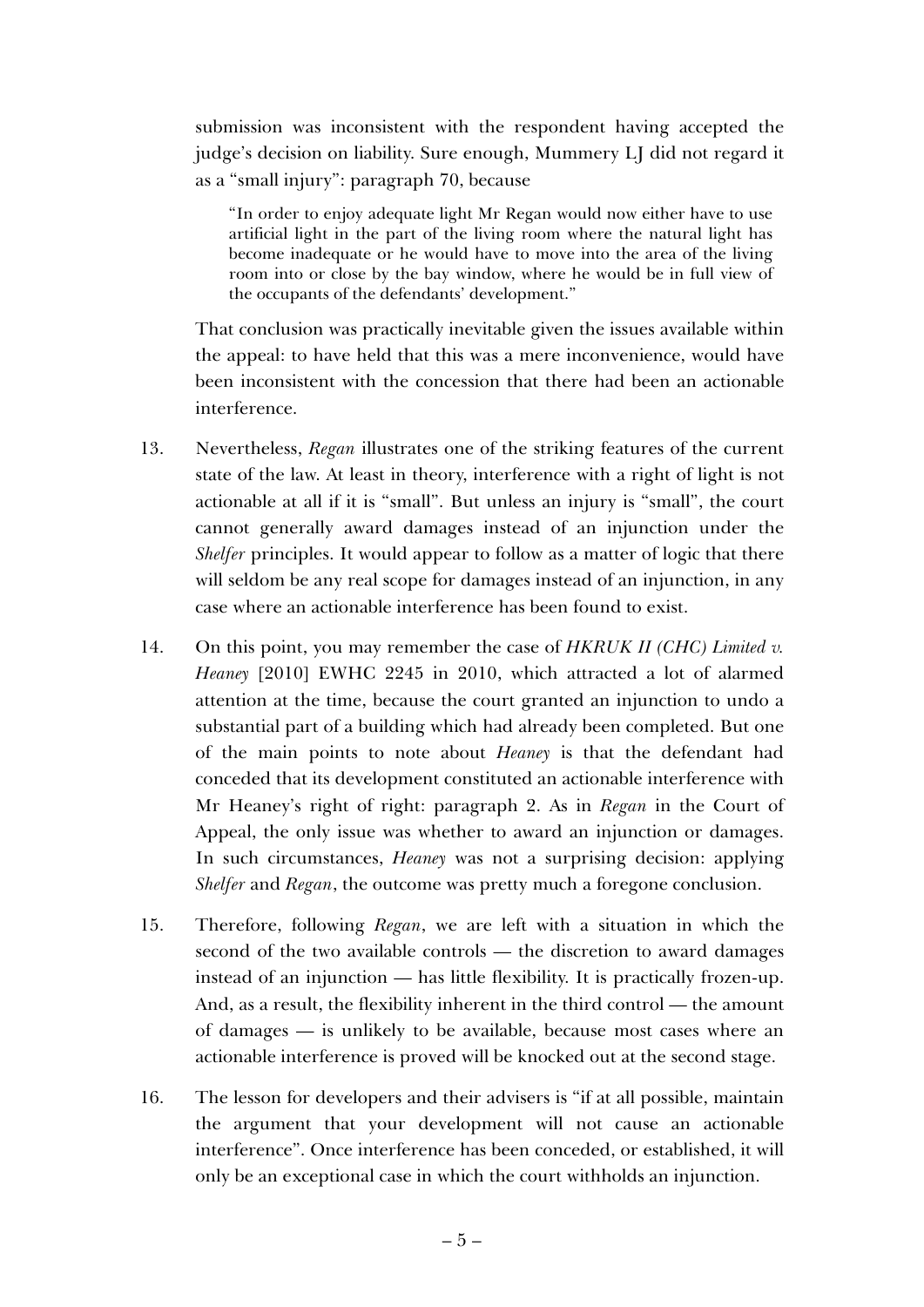submission was inconsistent with the respondent having accepted the judge's decision on liability. Sure enough, Mummery LJ did not regard it as a "small injury": paragraph 70, because

> "In order to enjoy adequate light Mr Regan would now either have to use artificial light in the part of the living room where the natural light has become inadequate or he would have to move into the area of the living room into or close by the bay window, where he would be in full view of the occupants of the defendants' development."

That conclusion was practically inevitable given the issues available within the appeal: to have held that this was a mere inconvenience, would have been inconsistent with the concession that there had been an actionable interference.

13. Nevertheless, *Regan* illustrates one of the striking features of the current state of the law. At least in theory, interference with a right of light is not actionable at all if it is "small". But unless an injury is "small", the court cannot generally award damages instead of an injunction under the *Shelfer* principles. It would appear to follow as a matter of logic that there will seldom be any real scope for damages instead of an injunction, in any case where an actionable interference has been found to exist.

14. On this point, you may remember the case of *HKRUK II (CHC) Limited v. Heaney* [2010] EWHC 2245 in 2010, which attracted a lot of alarmed attention at the time, because the court granted an injunction to undo a substantial part of a building which had already been completed. But one of the main points to note about *Heaney* is that the defendant had conceded that its development constituted an actionable interference with Mr Heaney's right of right: paragraph 2. As in *Regan* in the Court of Appeal, the only issue was whether to award an injunction or damages. In such circumstances, *Heaney* was not a surprising decision: applying *Shelfer* and *Regan*, the outcome was pretty much a foregone conclusion.

15. Therefore, following *Regan*, we are left with a situation in which the second of the two available controls — the discretion to award damages instead of an injunction — has little flexibility. It is practically frozen-up. And, as a result, the flexibility inherent in the third control — the amount of damages — is unlikely to be available, because most cases where an actionable interference is proved will be knocked out at the second stage.

16. The lesson for developers and their advisers is "if at all possible, maintain the argument that your development will not cause an actionable interference". Once interference has been conceded, or established, it will only be an exceptional case in which the court withholds an injunction.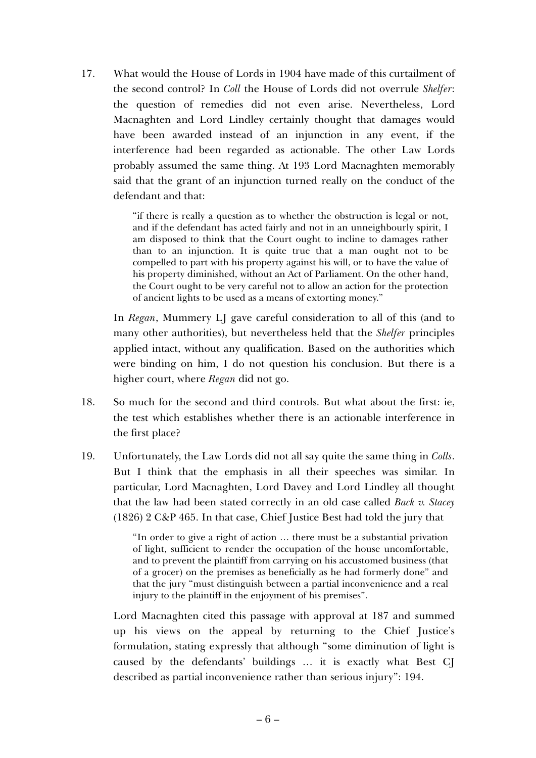17. What would the House of Lords in 1904 have made of this curtailment of the second control? In *Coll* the House of Lords did not overrule *Shelfer*: the question of remedies did not even arise. Nevertheless, Lord Macnaghten and Lord Lindley certainly thought that damages would have been awarded instead of an injunction in any event, if the interference had been regarded as actionable. The other Law Lords probably assumed the same thing. At 193 Lord Macnaghten memorably said that the grant of an injunction turned really on the conduct of the defendant and that:

> "if there is really a question as to whether the obstruction is legal or not, and if the defendant has acted fairly and not in an unneighbourly spirit, I am disposed to think that the Court ought to incline to damages rather than to an injunction. It is quite true that a man ought not to be compelled to part with his property against his will, or to have the value of his property diminished, without an Act of Parliament. On the other hand, the Court ought to be very careful not to allow an action for the protection of ancient lights to be used as a means of extorting money."

In *Regan*, Mummery LJ gave careful consideration to all of this (and to many other authorities), but nevertheless held that the *Shelfer* principles applied intact, without any qualification. Based on the authorities which were binding on him, I do not question his conclusion. But there is a higher court, where *Regan* did not go.

18. So much for the second and third controls. But what about the first: ie, the test which establishes whether there is an actionable interference in the first place?

19. Unfortunately, the Law Lords did not all say quite the same thing in *Colls*. But I think that the emphasis in all their speeches was similar. In particular, Lord Macnaghten, Lord Davey and Lord Lindley all thought that the law had been stated correctly in an old case called *Back v. Stacey* (1826) 2 C&P 465. In that case, Chief Justice Best had told the jury that

> "In order to give a right of action … there must be a substantial privation of light, sufficient to render the occupation of the house uncomfortable, and to prevent the plaintiff from carrying on his accustomed business (that of a grocer) on the premises as beneficially as he had formerly done" and that the jury "must distinguish between a partial inconvenience and a real injury to the plaintiff in the enjoyment of his premises".

Lord Macnaghten cited this passage with approval at 187 and summed up his views on the appeal by returning to the Chief Justice's formulation, stating expressly that although "some diminution of light is caused by the defendants' buildings … it is exactly what Best CJ described as partial inconvenience rather than serious injury": 194.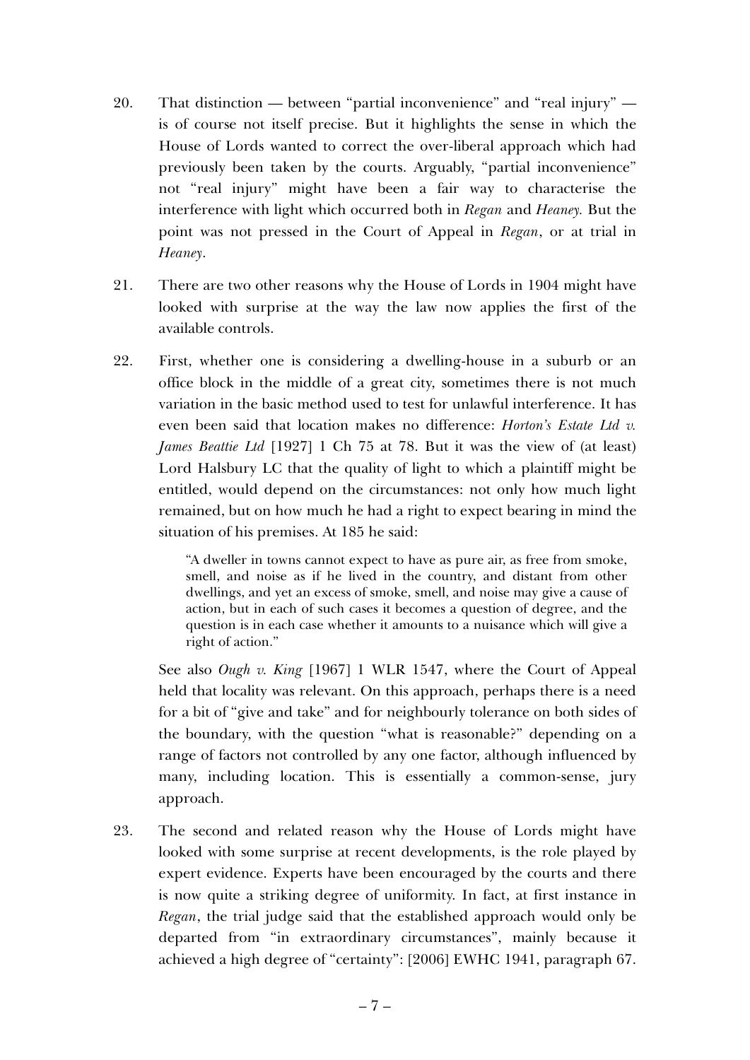20. That distinction — between "partial inconvenience" and "real injury" — is of course not itself precise. But it highlights the sense in which the House of Lords wanted to correct the over-liberal approach which had previously been taken by the courts. Arguably, "partial inconvenience" not "real injury" might have been a fair way to characterise the interference with light which occurred both in *Regan* and *Heaney.* But the point was not pressed in the Court of Appeal in *Regan*, or at trial in *Heaney*.

21. There are two other reasons why the House of Lords in 1904 might have looked with surprise at the way the law now applies the first of the available controls.

22. First, whether one is considering a dwelling-house in a suburb or an office block in the middle of a great city, sometimes there is not much variation in the basic method used to test for unlawful interference. It has even been said that location makes no difference: *Horton's Estate Ltd v. James Beattie Ltd* [1927] 1 Ch 75 at 78. But it was the view of (at least) Lord Halsbury LC that the quality of light to which a plaintiff might be entitled, would depend on the circumstances: not only how much light remained, but on how much he had a right to expect bearing in mind the situation of his premises. At 185 he said:

    > "A dweller in towns cannot expect to have as pure air, as free from smoke, smell, and noise as if he lived in the country, and distant from other dwellings, and yet an excess of smoke, smell, and noise may give a cause of action, but in each of such cases it becomes a question of degree, and the question is in each case whether it amounts to a nuisance which will give a right of action."

    See also *Ough v. King* [1967] 1 WLR 1547, where the Court of Appeal held that locality was relevant. On this approach, perhaps there is a need for a bit of "give and take" and for neighbourly tolerance on both sides of the boundary, with the question "what is reasonable?" depending on a range of factors not controlled by any one factor, although influenced by many, including location. This is essentially a common-sense, jury approach.

23. The second and related reason why the House of Lords might have looked with some surprise at recent developments, is the role played by expert evidence. Experts have been encouraged by the courts and there is now quite a striking degree of uniformity. In fact, at first instance in *Regan*, the trial judge said that the established approach would only be departed from "in extraordinary circumstances", mainly because it achieved a high degree of "certainty": [2006] EWHC 1941, paragraph 67.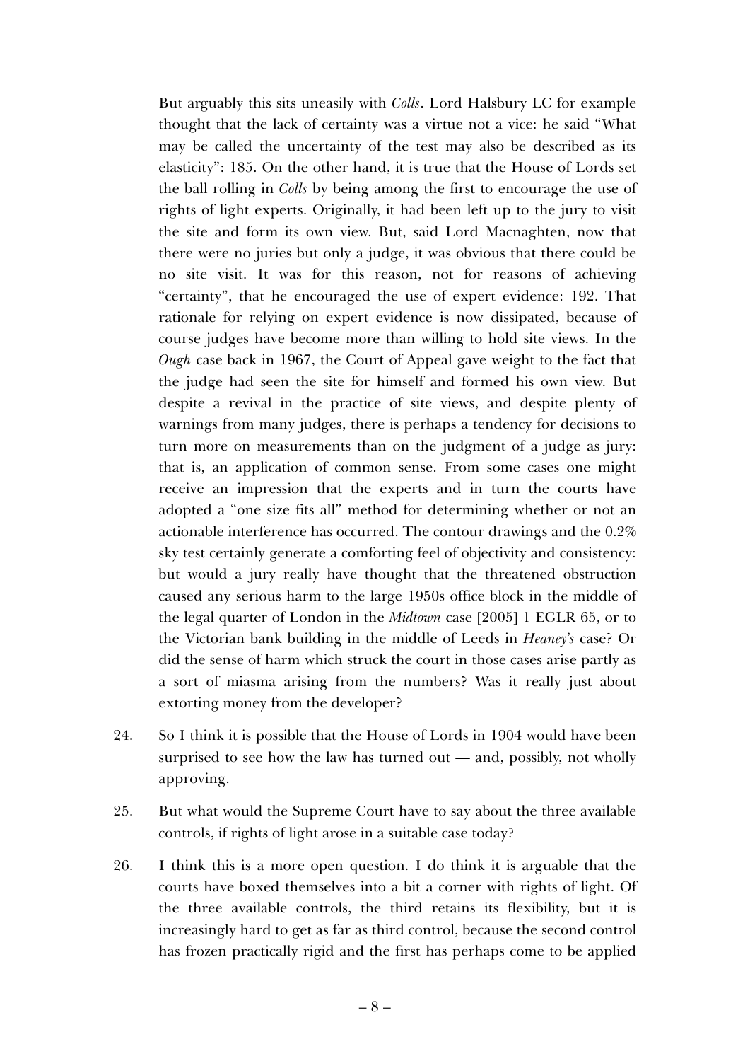But arguably this sits uneasily with *Colls*. Lord Halsbury LC for example thought that the lack of certainty was a virtue not a vice: he said "What may be called the uncertainty of the test may also be described as its elasticity": 185. On the other hand, it is true that the House of Lords set the ball rolling in *Colls* by being among the first to encourage the use of rights of light experts. Originally, it had been left up to the jury to visit the site and form its own view. But, said Lord Macnaghten, now that there were no juries but only a judge, it was obvious that there could be no site visit. It was for this reason, not for reasons of achieving "certainty", that he encouraged the use of expert evidence: 192. That rationale for relying on expert evidence is now dissipated, because of course judges have become more than willing to hold site views. In the *Ough* case back in 1967, the Court of Appeal gave weight to the fact that the judge had seen the site for himself and formed his own view. But despite a revival in the practice of site views, and despite plenty of warnings from many judges, there is perhaps a tendency for decisions to turn more on measurements than on the judgment of a judge as jury: that is, an application of common sense. From some cases one might receive an impression that the experts and in turn the courts have adopted a "one size fits all" method for determining whether or not an actionable interference has occurred. The contour drawings and the 0.2% sky test certainly generate a comforting feel of objectivity and consistency: but would a jury really have thought that the threatened obstruction caused any serious harm to the large 1950s office block in the middle of the legal quarter of London in the *Midtown* case [2005] 1 EGLR 65, or to the Victorian bank building in the middle of Leeds in *Heaney's* case? Or did the sense of harm which struck the court in those cases arise partly as a sort of miasma arising from the numbers? Was it really just about extorting money from the developer?

24. So I think it is possible that the House of Lords in 1904 would have been surprised to see how the law has turned out — and, possibly, not wholly approving.

25. But what would the Supreme Court have to say about the three available controls, if rights of light arose in a suitable case today?

26. I think this is a more open question. I do think it is arguable that the courts have boxed themselves into a bit a corner with rights of light. Of the three available controls, the third retains its flexibility, but it is increasingly hard to get as far as third control, because the second control has frozen practically rigid and the first has perhaps come to be applied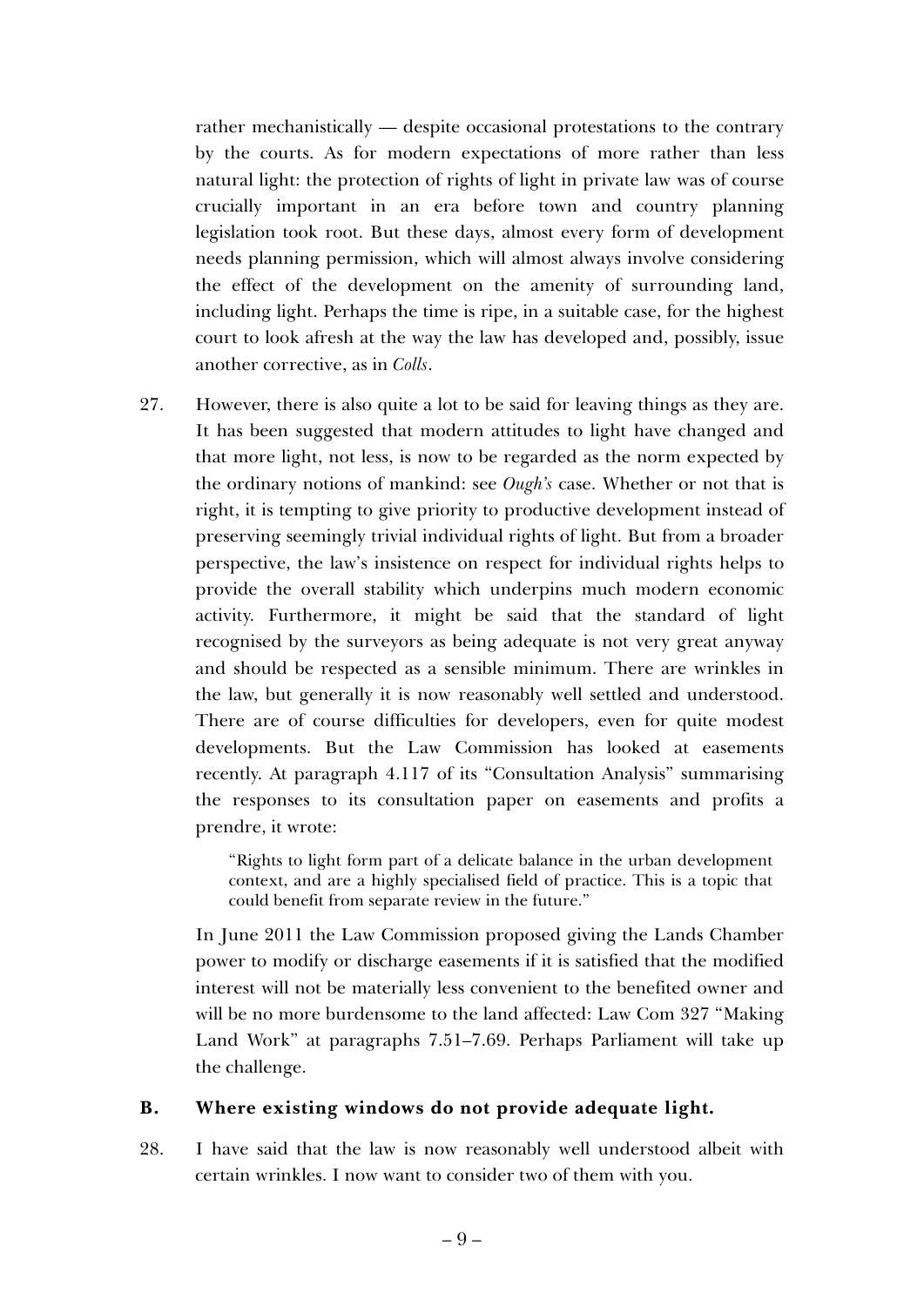rather mechanistically — despite occasional protestations to the contrary by the courts. As for modern expectations of more rather than less natural light: the protection of rights of light in private law was of course crucially important in an era before town and country planning legislation took root. But these days, almost every form of development needs planning permission, which will almost always involve considering the effect of the development on the amenity of surrounding land, including light. Perhaps the time is ripe, in a suitable case, for the highest court to look afresh at the way the law has developed and, possibly, issue another corrective, as in *Colls*.

27. However, there is also quite a lot to be said for leaving things as they are. It has been suggested that modern attitudes to light have changed and that more light, not less, is now to be regarded as the norm expected by the ordinary notions of mankind: see *Ough's* case. Whether or not that is right, it is tempting to give priority to productive development instead of preserving seemingly trivial individual rights of light. But from a broader perspective, the law's insistence on respect for individual rights helps to provide the overall stability which underpins much modern economic activity. Furthermore, it might be said that the standard of light recognised by the surveyors as being adequate is not very great anyway and should be respected as a sensible minimum. There are wrinkles in the law, but generally it is now reasonably well settled and understood. There are of course difficulties for developers, even for quite modest developments. But the Law Commission has looked at easements recently. At paragraph 4.117 of its "Consultation Analysis" summarising the responses to its consultation paper on easements and profits a prendre, it wrote:

> "Rights to light form part of a delicate balance in the urban development context, and are a highly specialised field of practice. This is a topic that could benefit from separate review in the future."

In June 2011 the Law Commission proposed giving the Lands Chamber power to modify or discharge easements if it is satisfied that the modified interest will not be materially less convenient to the benefited owner and will be no more burdensome to the land affected: Law Com 327 "Making Land Work" at paragraphs 7.51–7.69. Perhaps Parliament will take up the challenge.

## B. Where existing windows do not provide adequate light.

28. I have said that the law is now reasonably well understood albeit with certain wrinkles. I now want to consider two of them with you.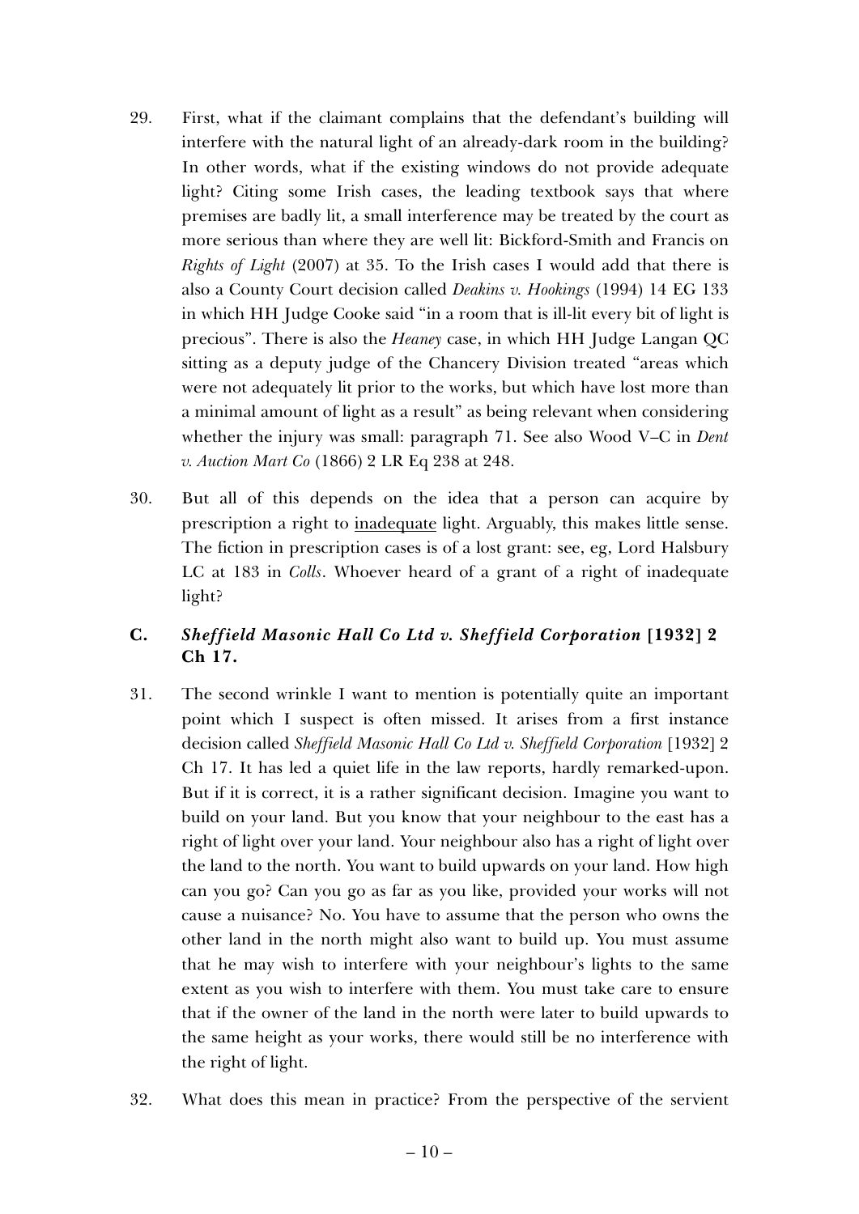29. First, what if the claimant complains that the defendant's building will interfere with the natural light of an already-dark room in the building? In other words, what if the existing windows do not provide adequate light? Citing some Irish cases, the leading textbook says that where premises are badly lit, a small interference may be treated by the court as more serious than where they are well lit: Bickford-Smith and Francis on *Rights of Light* (2007) at 35. To the Irish cases I would add that there is also a County Court decision called *Deakins v. Hookings* (1994) 14 EG 133 in which HH Judge Cooke said "in a room that is ill-lit every bit of light is precious". There is also the *Heaney* case, in which HH Judge Langan QC sitting as a deputy judge of the Chancery Division treated "areas which were not adequately lit prior to the works, but which have lost more than a minimal amount of light as a result" as being relevant when considering whether the injury was small: paragraph 71. See also Wood V–C in *Dent v. Auction Mart Co* (1866) 2 LR Eq 238 at 248.

30. But all of this depends on the idea that a person can acquire by prescription a right to <u>inadequate</u> light. Arguably, this makes little sense. The fiction in prescription cases is of a lost grant: see, eg, Lord Halsbury LC at 183 in *Colls*. Whoever heard of a grant of a right of inadequate light?

## C. *Sheffield Masonic Hall Co Ltd v. Sheffield Corporation* [1932] 2 Ch 17.

31. The second wrinkle I want to mention is potentially quite an important point which I suspect is often missed. It arises from a first instance decision called *Sheffield Masonic Hall Co Ltd v. Sheffield Corporation* [1932] 2 Ch 17. It has led a quiet life in the law reports, hardly remarked-upon. But if it is correct, it is a rather significant decision. Imagine you want to build on your land. But you know that your neighbour to the east has a right of light over your land. Your neighbour also has a right of light over the land to the north. You want to build upwards on your land. How high can you go? Can you go as far as you like, provided your works will not cause a nuisance? No. You have to assume that the person who owns the other land in the north might also want to build up. You must assume that he may wish to interfere with your neighbour's lights to the same extent as you wish to interfere with them. You must take care to ensure that if the owner of the land in the north were later to build upwards to the same height as your works, there would still be no interference with the right of light.

32. What does this mean in practice? From the perspective of the servient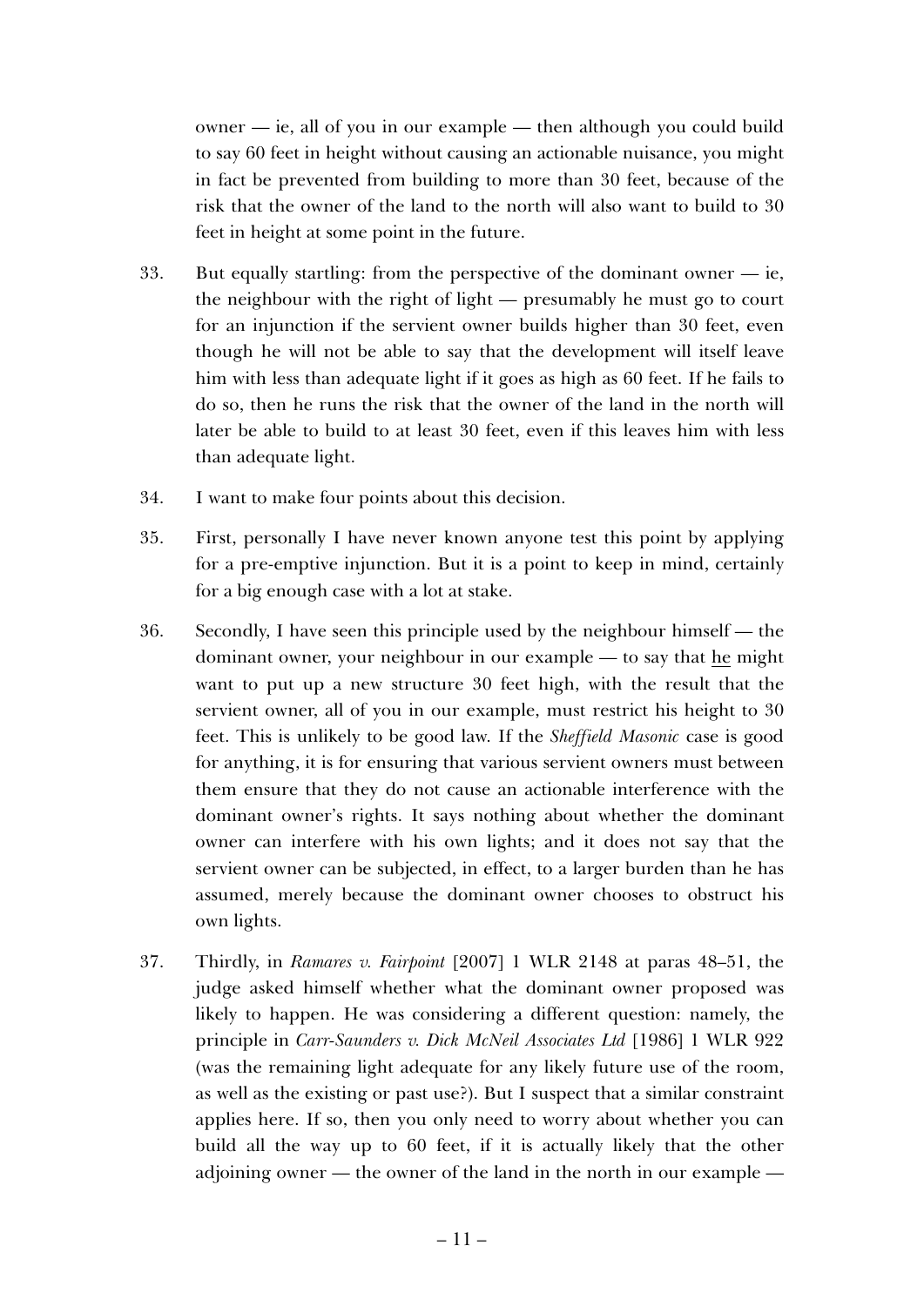owner — ie, all of you in our example — then although you could build to say 60 feet in height without causing an actionable nuisance, you might in fact be prevented from building to more than 30 feet, because of the risk that the owner of the land to the north will also want to build to 30 feet in height at some point in the future.

33. But equally startling: from the perspective of the dominant owner — ie, the neighbour with the right of light — presumably he must go to court for an injunction if the servient owner builds higher than 30 feet, even though he will not be able to say that the development will itself leave him with less than adequate light if it goes as high as 60 feet. If he fails to do so, then he runs the risk that the owner of the land in the north will later be able to build to at least 30 feet, even if this leaves him with less than adequate light.

34. I want to make four points about this decision.

35. First, personally I have never known anyone test this point by applying for a pre-emptive injunction. But it is a point to keep in mind, certainly for a big enough case with a lot at stake.

36. Secondly, I have seen this principle used by the neighbour himself — the dominant owner, your neighbour in our example — to say that <u>he</u> might want to put up a new structure 30 feet high, with the result that the servient owner, all of you in our example, must restrict his height to 30 feet. This is unlikely to be good law. If the *Sheffield Masonic* case is good for anything, it is for ensuring that various servient owners must between them ensure that they do not cause an actionable interference with the dominant owner's rights. It says nothing about whether the dominant owner can interfere with his own lights; and it does not say that the servient owner can be subjected, in effect, to a larger burden than he has assumed, merely because the dominant owner chooses to obstruct his own lights.

37. Thirdly, in *Ramares v. Fairpoint* [2007] 1 WLR 2148 at paras 48–51, the judge asked himself whether what the dominant owner proposed was likely to happen. He was considering a different question: namely, the principle in *Carr-Saunders v. Dick McNeil Associates Ltd* [1986] 1 WLR 922 (was the remaining light adequate for any likely future use of the room, as well as the existing or past use?). But I suspect that a similar constraint applies here. If so, then you only need to worry about whether you can build all the way up to 60 feet, if it is actually likely that the other adjoining owner — the owner of the land in the north in our example —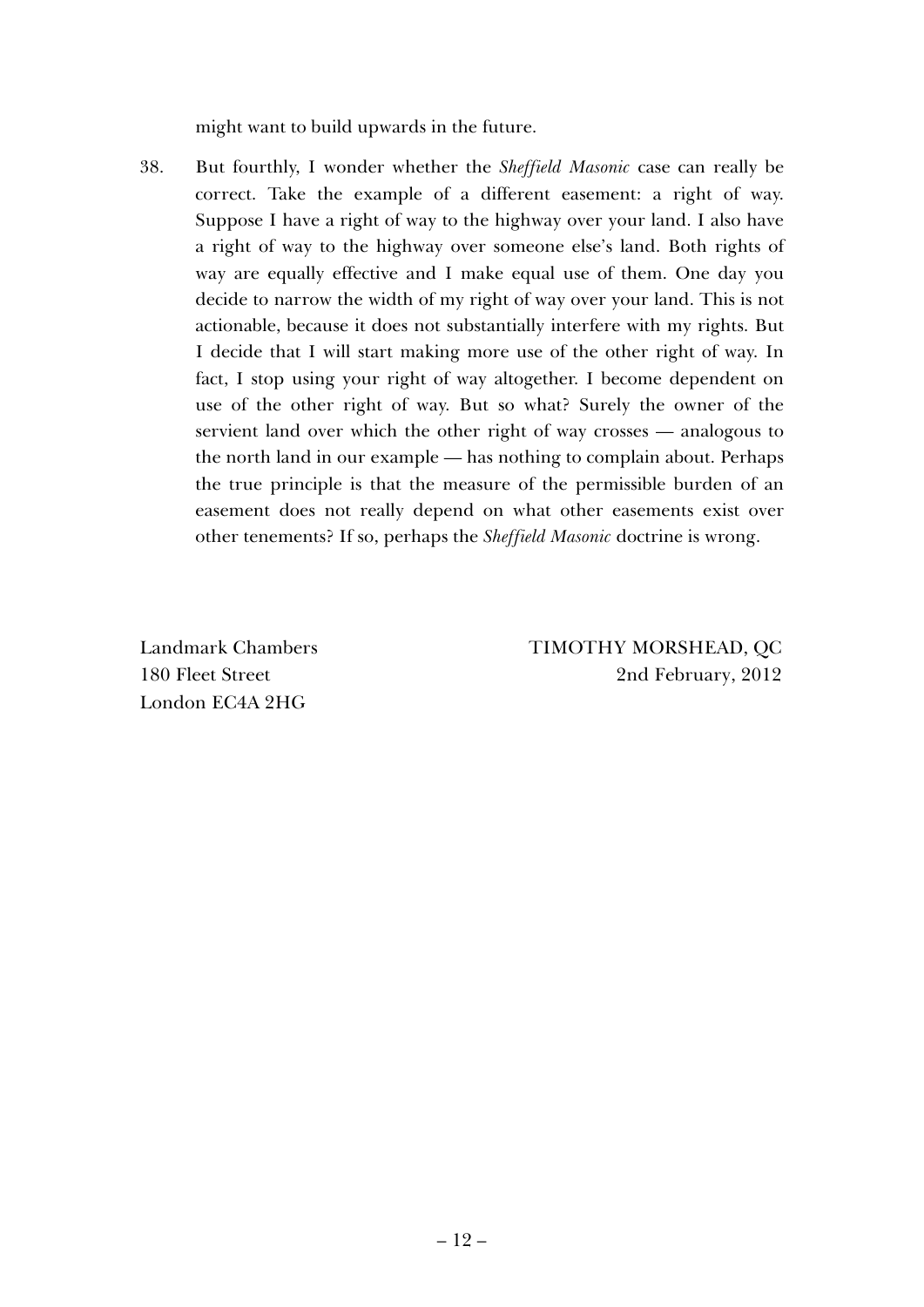might want to build upwards in the future.

38. But fourthly, I wonder whether the *Sheffield Masonic* case can really be correct. Take the example of a different easement: a right of way. Suppose I have a right of way to the highway over your land. I also have a right of way to the highway over someone else's land. Both rights of way are equally effective and I make equal use of them. One day you decide to narrow the width of my right of way over your land. This is not actionable, because it does not substantially interfere with my rights. But I decide that I will start making more use of the other right of way. In fact, I stop using your right of way altogether. I become dependent on use of the other right of way. But so what? Surely the owner of the servient land over which the other right of way crosses — analogous to the north land in our example — has nothing to complain about. Perhaps the true principle is that the measure of the permissible burden of an easement does not really depend on what other easements exist over other tenements? If so, perhaps the *Sheffield Masonic* doctrine is wrong.

Landmark Chambers
180 Fleet Street
London EC4A 2HG

TIMOTHY MORSHEAD, QC
2nd February, 2012